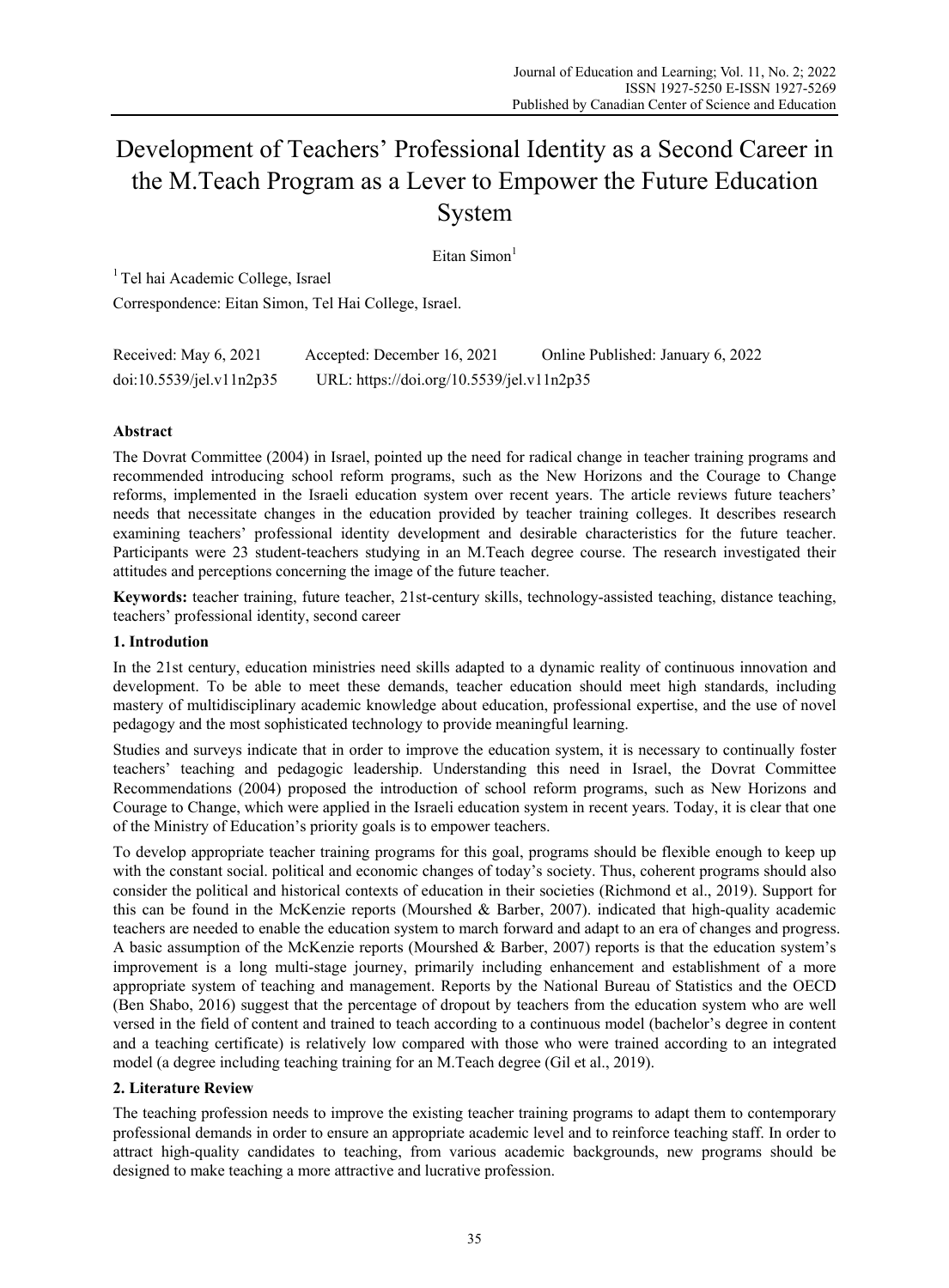# Development of Teachers' Professional Identity as a Second Career in the M.Teach Program as a Lever to Empower the Future Education System

Eitan Simon[1]

[1] Tel hai Academic College, Israel

Correspondence: Eitan Simon, Tel Hai College, Israel.

Received: May 6, 2021 Accepted: December 16, 2021 Online Published: January 6, 2022

doi:10.5539/jel.v11n2p35 URL: https://doi.org/10.5539/jel.v11n2p35

## Abstract

The Dovrat Committee (2004) in Israel, pointed up the need for radical change in teacher training programs and recommended introducing school reform programs, such as the New Horizons and the Courage to Change reforms, implemented in the Israeli education system over recent years. The article reviews future teachers' needs that necessitate changes in the education provided by teacher training colleges. It describes research examining teachers' professional identity development and desirable characteristics for the future teacher. Participants were 23 student-teachers studying in an M.Teach degree course. The research investigated their attitudes and perceptions concerning the image of the future teacher.

**Keywords:** teacher training, future teacher, 21st-century skills, technology-assisted teaching, distance teaching, teachers' professional identity, second career

## 1. Introdution

In the 21st century, education ministries need skills adapted to a dynamic reality of continuous innovation and development. To be able to meet these demands, teacher education should meet high standards, including mastery of multidisciplinary academic knowledge about education, professional expertise, and the use of novel pedagogy and the most sophisticated technology to provide meaningful learning.

Studies and surveys indicate that in order to improve the education system, it is necessary to continually foster teachers' teaching and pedagogic leadership. Understanding this need in Israel, the Dovrat Committee Recommendations (2004) proposed the introduction of school reform programs, such as New Horizons and Courage to Change, which were applied in the Israeli education system in recent years. Today, it is clear that one of the Ministry of Education's priority goals is to empower teachers.

To develop appropriate teacher training programs for this goal, programs should be flexible enough to keep up with the constant social. political and economic changes of today's society. Thus, coherent programs should also consider the political and historical contexts of education in their societies (Richmond et al., 2019). Support for this can be found in the McKenzie reports (Mourshed & Barber, 2007). indicated that high-quality academic teachers are needed to enable the education system to march forward and adapt to an era of changes and progress. A basic assumption of the McKenzie reports (Mourshed & Barber, 2007) reports is that the education system's improvement is a long multi-stage journey, primarily including enhancement and establishment of a more appropriate system of teaching and management. Reports by the National Bureau of Statistics and the OECD (Ben Shabo, 2016) suggest that the percentage of dropout by teachers from the education system who are well versed in the field of content and trained to teach according to a continuous model (bachelor's degree in content and a teaching certificate) is relatively low compared with those who were trained according to an integrated model (a degree including teaching training for an M.Teach degree (Gil et al., 2019).

## 2. Literature Review

The teaching profession needs to improve the existing teacher training programs to adapt them to contemporary professional demands in order to ensure an appropriate academic level and to reinforce teaching staff. In order to attract high-quality candidates to teaching, from various academic backgrounds, new programs should be designed to make teaching a more attractive and lucrative profession.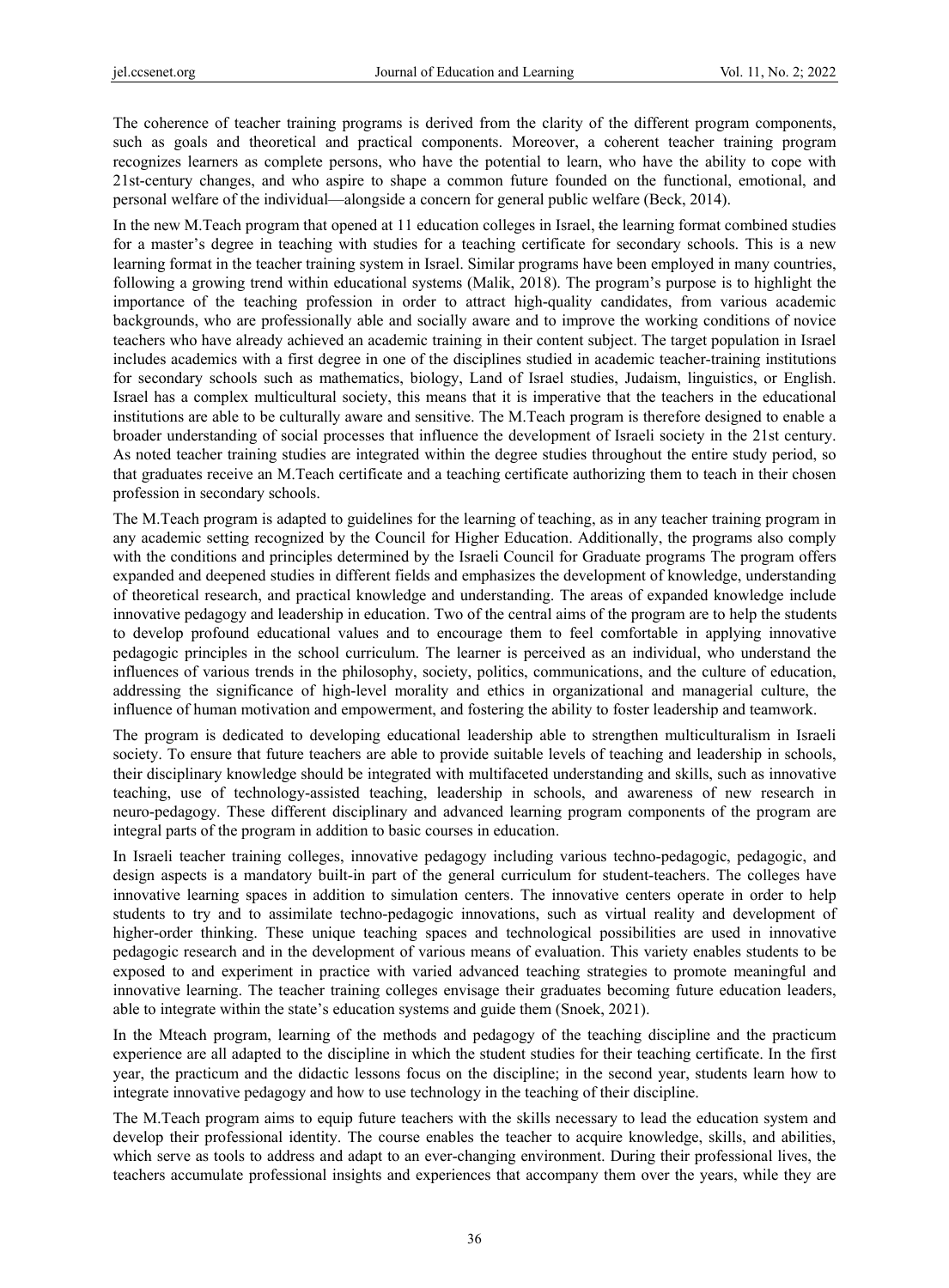The coherence of teacher training programs is derived from the clarity of the different program components, such as goals and theoretical and practical components. Moreover, a coherent teacher training program recognizes learners as complete persons, who have the potential to learn, who have the ability to cope with 21st-century changes, and who aspire to shape a common future founded on the functional, emotional, and personal welfare of the individual—alongside a concern for general public welfare (Beck, 2014).

In the new M.Teach program that opened at 11 education colleges in Israel, the learning format combined studies for a master's degree in teaching with studies for a teaching certificate for secondary schools. This is a new learning format in the teacher training system in Israel. Similar programs have been employed in many countries, following a growing trend within educational systems (Malik, 2018). The program's purpose is to highlight the importance of the teaching profession in order to attract high-quality candidates, from various academic backgrounds, who are professionally able and socially aware and to improve the working conditions of novice teachers who have already achieved an academic training in their content subject. The target population in Israel includes academics with a first degree in one of the disciplines studied in academic teacher-training institutions for secondary schools such as mathematics, biology, Land of Israel studies, Judaism, linguistics, or English. Israel has a complex multicultural society, this means that it is imperative that the teachers in the educational institutions are able to be culturally aware and sensitive. The M.Teach program is therefore designed to enable a broader understanding of social processes that influence the development of Israeli society in the 21st century. As noted teacher training studies are integrated within the degree studies throughout the entire study period, so that graduates receive an M.Teach certificate and a teaching certificate authorizing them to teach in their chosen profession in secondary schools.

The M.Teach program is adapted to guidelines for the learning of teaching, as in any teacher training program in any academic setting recognized by the Council for Higher Education. Additionally, the programs also comply with the conditions and principles determined by the Israeli Council for Graduate programs The program offers expanded and deepened studies in different fields and emphasizes the development of knowledge, understanding of theoretical research, and practical knowledge and understanding. The areas of expanded knowledge include innovative pedagogy and leadership in education. Two of the central aims of the program are to help the students to develop profound educational values and to encourage them to feel comfortable in applying innovative pedagogic principles in the school curriculum. The learner is perceived as an individual, who understand the influences of various trends in the philosophy, society, politics, communications, and the culture of education, addressing the significance of high-level morality and ethics in organizational and managerial culture, the influence of human motivation and empowerment, and fostering the ability to foster leadership and teamwork.

The program is dedicated to developing educational leadership able to strengthen multiculturalism in Israeli society. To ensure that future teachers are able to provide suitable levels of teaching and leadership in schools, their disciplinary knowledge should be integrated with multifaceted understanding and skills, such as innovative teaching, use of technology-assisted teaching, leadership in schools, and awareness of new research in neuro-pedagogy. These different disciplinary and advanced learning program components of the program are integral parts of the program in addition to basic courses in education.

In Israeli teacher training colleges, innovative pedagogy including various techno-pedagogic, pedagogic, and design aspects is a mandatory built-in part of the general curriculum for student-teachers. The colleges have innovative learning spaces in addition to simulation centers. The innovative centers operate in order to help students to try and to assimilate techno-pedagogic innovations, such as virtual reality and development of higher-order thinking. These unique teaching spaces and technological possibilities are used in innovative pedagogic research and in the development of various means of evaluation. This variety enables students to be exposed to and experiment in practice with varied advanced teaching strategies to promote meaningful and innovative learning. The teacher training colleges envisage their graduates becoming future education leaders, able to integrate within the state's education systems and guide them (Snoek, 2021).

In the Mteach program, learning of the methods and pedagogy of the teaching discipline and the practicum experience are all adapted to the discipline in which the student studies for their teaching certificate. In the first year, the practicum and the didactic lessons focus on the discipline; in the second year, students learn how to integrate innovative pedagogy and how to use technology in the teaching of their discipline.

The M.Teach program aims to equip future teachers with the skills necessary to lead the education system and develop their professional identity. The course enables the teacher to acquire knowledge, skills, and abilities, which serve as tools to address and adapt to an ever-changing environment. During their professional lives, the teachers accumulate professional insights and experiences that accompany them over the years, while they are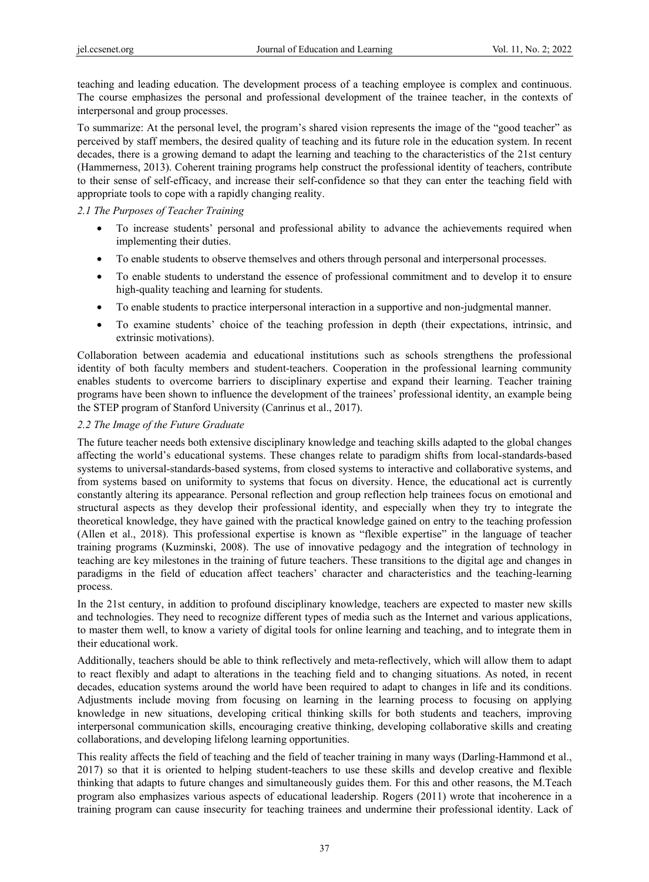teaching and leading education. The development process of a teaching employee is complex and continuous. The course emphasizes the personal and professional development of the trainee teacher, in the contexts of interpersonal and group processes.

To summarize: At the personal level, the program's shared vision represents the image of the "good teacher" as perceived by staff members, the desired quality of teaching and its future role in the education system. In recent decades, there is a growing demand to adapt the learning and teaching to the characteristics of the 21st century (Hammerness, 2013). Coherent training programs help construct the professional identity of teachers, contribute to their sense of self-efficacy, and increase their self-confidence so that they can enter the teaching field with appropriate tools to cope with a rapidly changing reality.

### *2.1 The Purposes of Teacher Training*

- To increase students' personal and professional ability to advance the achievements required when implementing their duties.
- To enable students to observe themselves and others through personal and interpersonal processes.
- To enable students to understand the essence of professional commitment and to develop it to ensure high-quality teaching and learning for students.
- To enable students to practice interpersonal interaction in a supportive and non-judgmental manner.
- To examine students' choice of the teaching profession in depth (their expectations, intrinsic, and extrinsic motivations).

Collaboration between academia and educational institutions such as schools strengthens the professional identity of both faculty members and student-teachers. Cooperation in the professional learning community enables students to overcome barriers to disciplinary expertise and expand their learning. Teacher training programs have been shown to influence the development of the trainees' professional identity, an example being the STEP program of Stanford University (Canrinus et al., 2017).

### *2.2 The Image of the Future Graduate*

The future teacher needs both extensive disciplinary knowledge and teaching skills adapted to the global changes affecting the world's educational systems. These changes relate to paradigm shifts from local-standards-based systems to universal-standards-based systems, from closed systems to interactive and collaborative systems, and from systems based on uniformity to systems that focus on diversity. Hence, the educational act is currently constantly altering its appearance. Personal reflection and group reflection help trainees focus on emotional and structural aspects as they develop their professional identity, and especially when they try to integrate the theoretical knowledge, they have gained with the practical knowledge gained on entry to the teaching profession (Allen et al., 2018). This professional expertise is known as "flexible expertise" in the language of teacher training programs (Kuzminski, 2008). The use of innovative pedagogy and the integration of technology in teaching are key milestones in the training of future teachers. These transitions to the digital age and changes in paradigms in the field of education affect teachers' character and characteristics and the teaching-learning process.

In the 21st century, in addition to profound disciplinary knowledge, teachers are expected to master new skills and technologies. They need to recognize different types of media such as the Internet and various applications, to master them well, to know a variety of digital tools for online learning and teaching, and to integrate them in their educational work.

Additionally, teachers should be able to think reflectively and meta-reflectively, which will allow them to adapt to react flexibly and adapt to alterations in the teaching field and to changing situations. As noted, in recent decades, education systems around the world have been required to adapt to changes in life and its conditions. Adjustments include moving from focusing on learning in the learning process to focusing on applying knowledge in new situations, developing critical thinking skills for both students and teachers, improving interpersonal communication skills, encouraging creative thinking, developing collaborative skills and creating collaborations, and developing lifelong learning opportunities.

This reality affects the field of teaching and the field of teacher training in many ways (Darling-Hammond et al., 2017) so that it is oriented to helping student-teachers to use these skills and develop creative and flexible thinking that adapts to future changes and simultaneously guides them. For this and other reasons, the M.Teach program also emphasizes various aspects of educational leadership. Rogers (2011) wrote that incoherence in a training program can cause insecurity for teaching trainees and undermine their professional identity. Lack of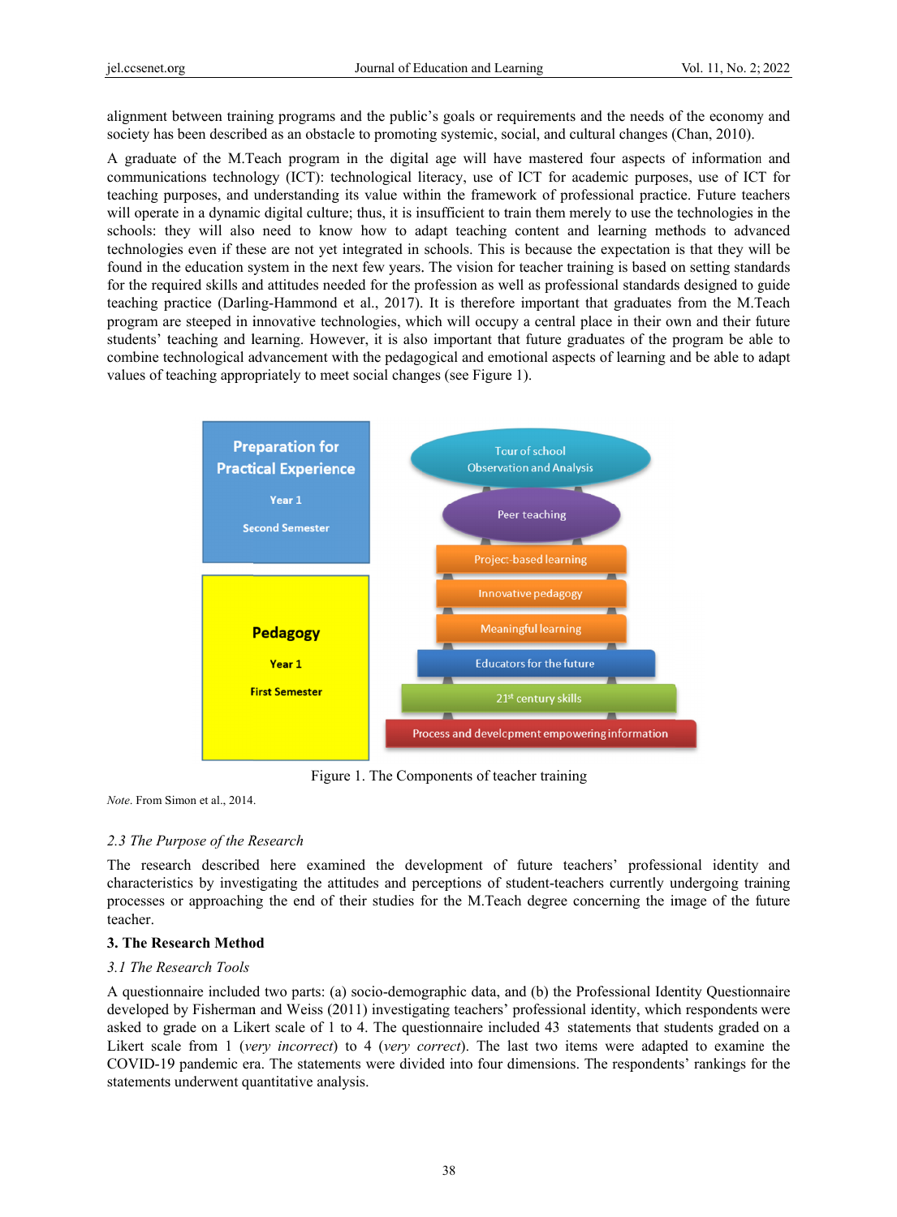alignment between training programs and the public's goals or requirements and the needs of the economy and society has been described as an obstacle to promoting systemic, social, and cultural changes (Chan, 2010).

A graduate of the M.Teach program in the digital age will have mastered four aspects of information and communications technology (ICT): technological literacy, use of ICT for academic purposes, use of ICT for teaching purposes, and understanding its value within the framework of professional practice. Future teachers will operate in a dynamic digital culture; thus, it is insufficient to train them merely to use the technologies in the schools: they will also need to know how to adapt teaching content and learning methods to advanced technologies even if these are not yet integrated in schools. This is because the expectation is that they will be found in the education system in the next few years. The vision for teacher training is based on setting standards for the required skills and attitudes needed for the profession as well as professional standards designed to guide teaching practice (Darling-Hammond et al., 2017). It is therefore important that graduates from the M.Teach program are steeped in innovative technologies, which will occupy a central place in their own and their future students' teaching and learning. However, it is also important that future graduates of the program be able to combine technological advancement with the pedagogical and emotional aspects of learning and be able to adapt values of teaching appropriately to meet social changes (see Figure 1).

**Preparation for Practical Experience**
Year 1
Second Semester

**Pedagogy**
Year 1
First Semester

- Tour of school Observation and Analysis
- Peer teaching
- Project-based learning
- Innovative pedagogy
- Meaningful learning
- Educators for the future
- 21st century skills
- Process and development empowering information

Figure 1. The Components of teacher training

*Note*. From Simon et al., 2014.

### *2.3 The Purpose of the Research*

The research described here examined the development of future teachers' professional identity and characteristics by investigating the attitudes and perceptions of student-teachers currently undergoing training processes or approaching the end of their studies for the M.Teach degree concerning the image of the future teacher.

## 3. The Research Method

### *3.1 The Research Tools*

A questionnaire included two parts: (a) socio-demographic data, and (b) the Professional Identity Questionnaire developed by Fisherman and Weiss (2011) investigating teachers' professional identity, which respondents were asked to grade on a Likert scale of 1 to 4. The questionnaire included 43 statements that students graded on a Likert scale from 1 (*very incorrect*) to 4 (*very correct*). The last two items were adapted to examine the COVID-19 pandemic era. The statements were divided into four dimensions. The respondents' rankings for the statements underwent quantitative analysis.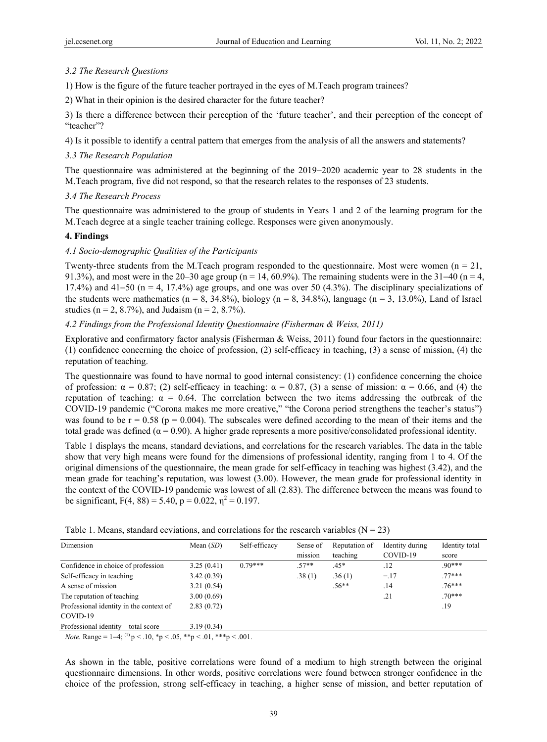### 3.2 The Research Questions

1) How is the figure of the future teacher portrayed in the eyes of M.Teach program trainees?

2) What in their opinion is the desired character for the future teacher?

3) Is there a difference between their perception of the 'future teacher', and their perception of the concept of "teacher"?

4) Is it possible to identify a central pattern that emerges from the analysis of all the answers and statements?

### 3.3 The Research Population

The questionnaire was administered at the beginning of the 2019–2020 academic year to 28 students in the M.Teach program, five did not respond, so that the research relates to the responses of 23 students.

### 3.4 The Research Process

The questionnaire was administered to the group of students in Years 1 and 2 of the learning program for the M.Teach degree at a single teacher training college. Responses were given anonymously.

## 4. Findings

### 4.1 Socio-demographic Qualities of the Participants

Twenty-three students from the M.Teach program responded to the questionnaire. Most were women (n = 21, 91.3%), and most were in the 20–30 age group (n = 14, 60.9%). The remaining students were in the 31–40 (n = 4, 17.4%) and 41–50 (n = 4, 17.4%) age groups, and one was over 50 (4.3%). The disciplinary specializations of the students were mathematics (n = 8, 34.8%), biology (n = 8, 34.8%), language (n = 3, 13.0%), Land of Israel studies (n = 2, 8.7%), and Judaism (n = 2, 8.7%).

### 4.2 Findings from the Professional Identity Questionnaire (Fisherman & Weiss, 2011)

Explorative and confirmatory factor analysis (Fisherman & Weiss, 2011) found four factors in the questionnaire: (1) confidence concerning the choice of profession, (2) self-efficacy in teaching, (3) a sense of mission, (4) the reputation of teaching.

The questionnaire was found to have normal to good internal consistency: (1) confidence concerning the choice of profession: $\alpha = 0.87$; (2) self-efficacy in teaching: $\alpha = 0.87$, (3) a sense of mission: $\alpha = 0.66$, and (4) the reputation of teaching: $\alpha = 0.64$. The correlation between the two items addressing the outbreak of the COVID-19 pandemic ("Corona makes me more creative," "the Corona period strengthens the teacher's status") was found to be $r = 0.58$ ($p = 0.004$). The subscales were defined according to the mean of their items and the total grade was defined ($\alpha = 0.90$). A higher grade represents a more positive/consolidated professional identity.

Table 1 displays the means, standard deviations, and correlations for the research variables. The data in the table show that very high means were found for the dimensions of professional identity, ranging from 1 to 4. Of the original dimensions of the questionnaire, the mean grade for self-efficacy in teaching was highest (3.42), and the mean grade for teaching's reputation, was lowest (3.00). However, the mean grade for professional identity in the context of the COVID-19 pandemic was lowest of all (2.83). The difference between the means was found to be significant, $F(4, 88) = 5.40$, $p = 0.022$, $\eta^2 = 0.197$.

Table 1. Means, standard eeviations, and correlations for the research variables (N = 23)

| Dimension | Mean (*SD*) | Self-efficacy | Sense of mission | Reputation of teaching | Identity during COVID-19 | Identity total score |
|---|---|---|---|---|---|---|
| Confidence in choice of profession | 3.25 (0.41) | 0.79*** | .57** | .45* | .12 | .90*** |
| Self-efficacy in teaching | 3.42 (0.39) | | .38 (1) | .36 (1) | −.17 | .77*** |
| A sense of mission | 3.21 (0.54) | | | .56** | .14 | .76*** |
| The reputation of teaching | 3.00 (0.69) | | | | .21 | .70*** |
| Professional identity in the context of COVID-19 | 2.83 (0.72) | | | | | .19 |
| Professional identity—total score | 3.19 (0.34) | | | | | |

*Note.* Range = 1–4; (1) $p < .10$, \*$p < .05$, \*\*$p < .01$, \*\*\*$p < .001$.

As shown in the table, positive correlations were found of a medium to high strength between the original questionnaire dimensions. In other words, positive correlations were found between stronger confidence in the choice of the profession, strong self-efficacy in teaching, a higher sense of mission, and better reputation of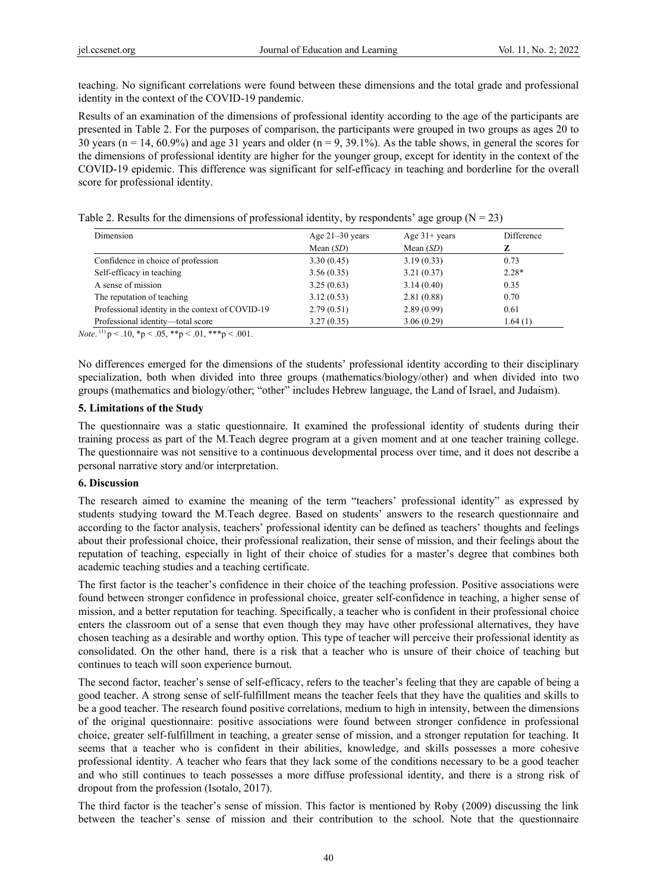teaching. No significant correlations were found between these dimensions and the total grade and professional identity in the context of the COVID-19 pandemic.

Results of an examination of the dimensions of professional identity according to the age of the participants are presented in Table 2. For the purposes of comparison, the participants were grouped in two groups as ages 20 to 30 years (n = 14, 60.9%) and age 31 years and older (n = 9, 39.1%). As the table shows, in general the scores for the dimensions of professional identity are higher for the younger group, except for identity in the context of the COVID-19 epidemic. This difference was significant for self-efficacy in teaching and borderline for the overall score for professional identity.

Table 2. Results for the dimensions of professional identity, by respondents' age group (N = 23)

| Dimension | Age 21–30 years | Age 31+ years | Difference |
|---|---|---|---|
| | Mean (*SD*) | Mean (*SD*) | **Z** |
| Confidence in choice of profession | 3.30 (0.45) | 3.19 (0.33) | 0.73 |
| Self-efficacy in teaching | 3.56 (0.35) | 3.21 (0.37) | 2.28* |
| A sense of mission | 3.25 (0.63) | 3.14 (0.40) | 0.35 |
| The reputation of teaching | 3.12 (0.53) | 2.81 (0.88) | 0.70 |
| Professional identity in the context of COVID-19 | 2.79 (0.51) | 2.89 (0.99) | 0.61 |
| Professional identity—total score | 3.27 (0.35) | 3.06 (0.29) | 1.64 (1) |

*Note.* (1) $p < .10$, \*$p < .05$, \*\*$p < .01$, \*\*\*$p < .001$.

No differences emerged for the dimensions of the students' professional identity according to their disciplinary specialization, both when divided into three groups (mathematics/biology/other) and when divided into two groups (mathematics and biology/other; "other" includes Hebrew language, the Land of Israel, and Judaism).

### 5. Limitations of the Study

The questionnaire was a static questionnaire. It examined the professional identity of students during their training process as part of the M.Teach degree program at a given moment and at one teacher training college. The questionnaire was not sensitive to a continuous developmental process over time, and it does not describe a personal narrative story and/or interpretation.

### 6. Discussion

The research aimed to examine the meaning of the term "teachers' professional identity" as expressed by students studying toward the M.Teach degree. Based on students' answers to the research questionnaire and according to the factor analysis, teachers' professional identity can be defined as teachers' thoughts and feelings about their professional choice, their professional realization, their sense of mission, and their feelings about the reputation of teaching, especially in light of their choice of studies for a master's degree that combines both academic teaching studies and a teaching certificate.

The first factor is the teacher's confidence in their choice of the teaching profession. Positive associations were found between stronger confidence in professional choice, greater self-confidence in teaching, a higher sense of mission, and a better reputation for teaching. Specifically, a teacher who is confident in their professional choice enters the classroom out of a sense that even though they may have other professional alternatives, they have chosen teaching as a desirable and worthy option. This type of teacher will perceive their professional identity as consolidated. On the other hand, there is a risk that a teacher who is unsure of their choice of teaching but continues to teach will soon experience burnout.

The second factor, teacher's sense of self-efficacy, refers to the teacher's feeling that they are capable of being a good teacher. A strong sense of self-fulfillment means the teacher feels that they have the qualities and skills to be a good teacher. The research found positive correlations, medium to high in intensity, between the dimensions of the original questionnaire: positive associations were found between stronger confidence in professional choice, greater self-fulfillment in teaching, a greater sense of mission, and a stronger reputation for teaching. It seems that a teacher who is confident in their abilities, knowledge, and skills possesses a more cohesive professional identity. A teacher who fears that they lack some of the conditions necessary to be a good teacher and who still continues to teach possesses a more diffuse professional identity, and there is a strong risk of dropout from the profession (Isotalo, 2017).

The third factor is the teacher's sense of mission. This factor is mentioned by Roby (2009) discussing the link between the teacher's sense of mission and their contribution to the school. Note that the questionnaire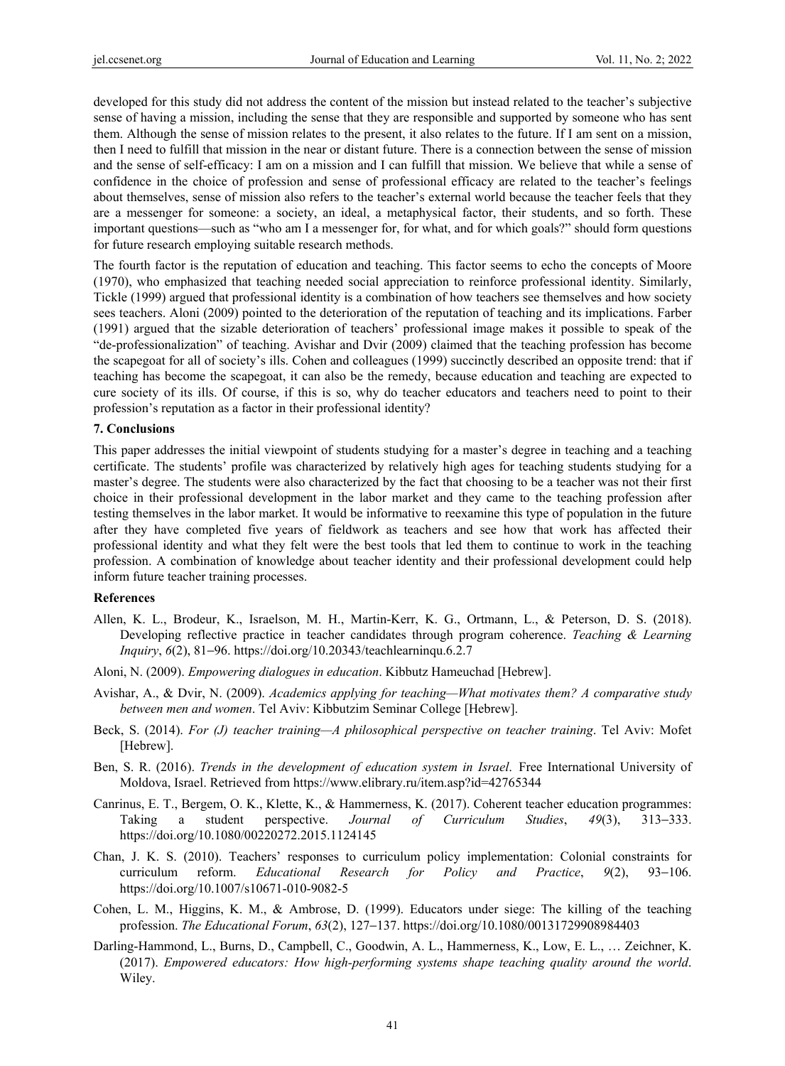developed for this study did not address the content of the mission but instead related to the teacher's subjective sense of having a mission, including the sense that they are responsible and supported by someone who has sent them. Although the sense of mission relates to the present, it also relates to the future. If I am sent on a mission, then I need to fulfill that mission in the near or distant future. There is a connection between the sense of mission and the sense of self-efficacy: I am on a mission and I can fulfill that mission. We believe that while a sense of confidence in the choice of profession and sense of professional efficacy are related to the teacher's feelings about themselves, sense of mission also refers to the teacher's external world because the teacher feels that they are a messenger for someone: a society, an ideal, a metaphysical factor, their students, and so forth. These important questions—such as "who am I a messenger for, for what, and for which goals?" should form questions for future research employing suitable research methods.

The fourth factor is the reputation of education and teaching. This factor seems to echo the concepts of Moore (1970), who emphasized that teaching needed social appreciation to reinforce professional identity. Similarly, Tickle (1999) argued that professional identity is a combination of how teachers see themselves and how society sees teachers. Aloni (2009) pointed to the deterioration of the reputation of teaching and its implications. Farber (1991) argued that the sizable deterioration of teachers' professional image makes it possible to speak of the "de-professionalization" of teaching. Avishar and Dvir (2009) claimed that the teaching profession has become the scapegoat for all of society's ills. Cohen and colleagues (1999) succinctly described an opposite trend: that if teaching has become the scapegoat, it can also be the remedy, because education and teaching are expected to cure society of its ills. Of course, if this is so, why do teacher educators and teachers need to point to their profession's reputation as a factor in their professional identity?

## 7. Conclusions

This paper addresses the initial viewpoint of students studying for a master's degree in teaching and a teaching certificate. The students' profile was characterized by relatively high ages for teaching students studying for a master's degree. The students were also characterized by the fact that choosing to be a teacher was not their first choice in their professional development in the labor market and they came to the teaching profession after testing themselves in the labor market. It would be informative to reexamine this type of population in the future after they have completed five years of fieldwork as teachers and see how that work has affected their professional identity and what they felt were the best tools that led them to continue to work in the teaching profession. A combination of knowledge about teacher identity and their professional development could help inform future teacher training processes.

## References

Allen, K. L., Brodeur, K., Israelson, M. H., Martin-Kerr, K. G., Ortmann, L., & Peterson, D. S. (2018). Developing reflective practice in teacher candidates through program coherence. *Teaching & Learning Inquiry*, *6*(2), 81–96. https://doi.org/10.20343/teachlearninqu.6.2.7

Aloni, N. (2009). *Empowering dialogues in education*. Kibbutz Hameuchad [Hebrew].

Avishar, A., & Dvir, N. (2009). *Academics applying for teaching—What motivates them? A comparative study between men and women*. Tel Aviv: Kibbutzim Seminar College [Hebrew].

Beck, S. (2014). *For (J) teacher training—A philosophical perspective on teacher training*. Tel Aviv: Mofet [Hebrew].

Ben, S. R. (2016). *Trends in the development of education system in Israel*. Free International University of Moldova, Israel. Retrieved from https://www.elibrary.ru/item.asp?id=42765344

Canrinus, E. T., Bergem, O. K., Klette, K., & Hammerness, K. (2017). Coherent teacher education programmes: Taking a student perspective. *Journal of Curriculum Studies*, *49*(3), 313–333. https://doi.org/10.1080/00220272.2015.1124145

Chan, J. K. S. (2010). Teachers' responses to curriculum policy implementation: Colonial constraints for curriculum reform. *Educational Research for Policy and Practice*, *9*(2), 93–106. https://doi.org/10.1007/s10671-010-9082-5

Cohen, L. M., Higgins, K. M., & Ambrose, D. (1999). Educators under siege: The killing of the teaching profession. *The Educational Forum*, *63*(2), 127–137. https://doi.org/10.1080/00131729908984403

Darling-Hammond, L., Burns, D., Campbell, C., Goodwin, A. L., Hammerness, K., Low, E. L., … Zeichner, K. (2017). *Empowered educators: How high-performing systems shape teaching quality around the world*. Wiley.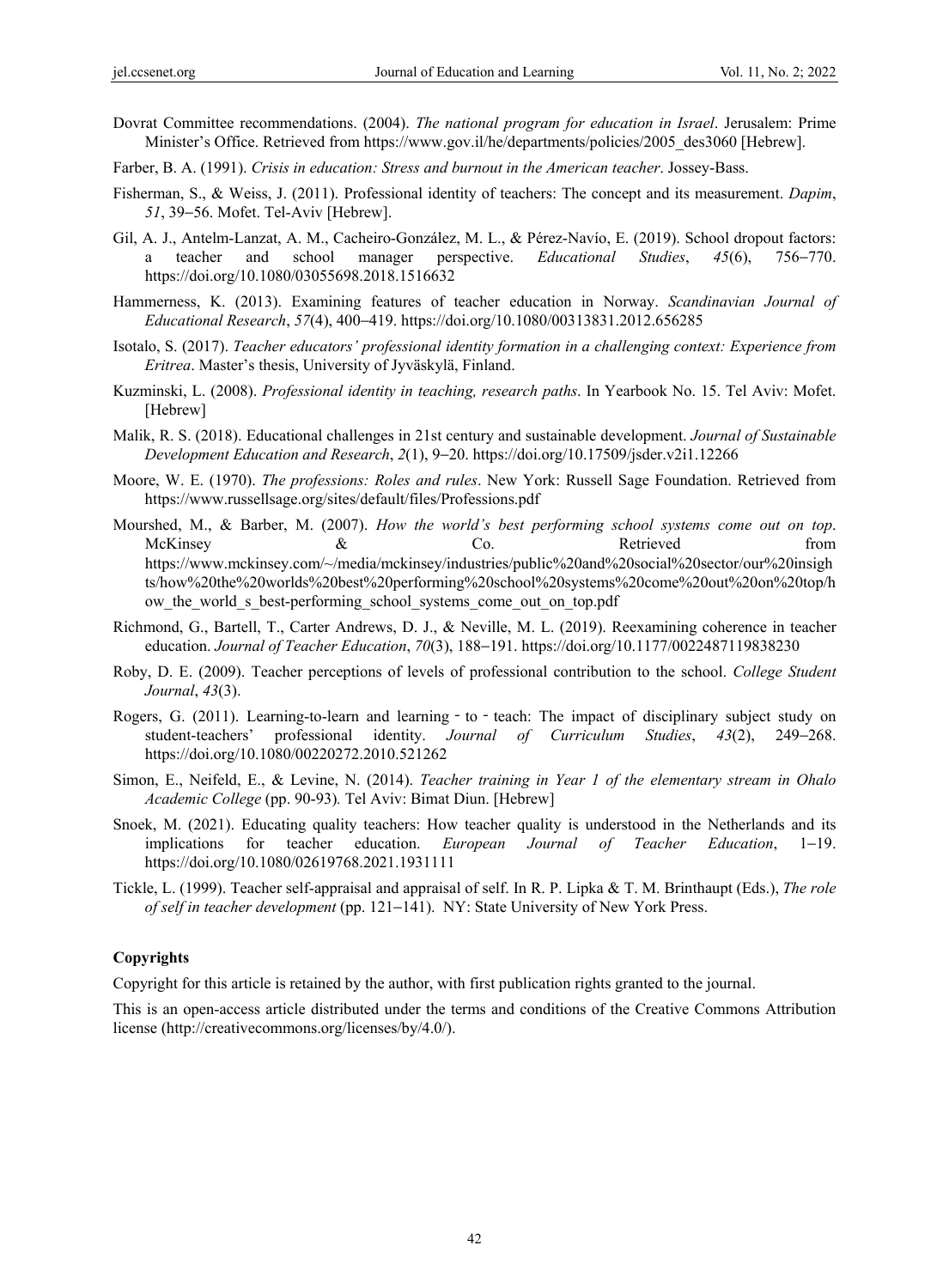Dovrat Committee recommendations. (2004). *The national program for education in Israel*. Jerusalem: Prime Minister's Office. Retrieved from https://www.gov.il/he/departments/policies/2005_des3060 [Hebrew].

Farber, B. A. (1991). *Crisis in education: Stress and burnout in the American teacher*. Jossey-Bass.

Fisherman, S., & Weiss, J. (2011). Professional identity of teachers: The concept and its measurement. *Dapim*, *51*, 39–56. Mofet. Tel-Aviv [Hebrew].

Gil, A. J., Antelm-Lanzat, A. M., Cacheiro-González, M. L., & Pérez-Navío, E. (2019). School dropout factors: a teacher and school manager perspective. *Educational Studies*, *45*(6), 756–770. https://doi.org/10.1080/03055698.2018.1516632

Hammerness, K. (2013). Examining features of teacher education in Norway. *Scandinavian Journal of Educational Research*, *57*(4), 400–419. https://doi.org/10.1080/00313831.2012.656285

Isotalo, S. (2017). *Teacher educators' professional identity formation in a challenging context: Experience from Eritrea*. Master's thesis, University of Jyväskylä, Finland.

Kuzminski, L. (2008). *Professional identity in teaching, research paths*. In Yearbook No. 15. Tel Aviv: Mofet. [Hebrew]

Malik, R. S. (2018). Educational challenges in 21st century and sustainable development. *Journal of Sustainable Development Education and Research*, *2*(1), 9–20. https://doi.org/10.17509/jsder.v2i1.12266

Moore, W. E. (1970). *The professions: Roles and rules*. New York: Russell Sage Foundation. Retrieved from https://www.russellsage.org/sites/default/files/Professions.pdf

Mourshed, M., & Barber, M. (2007). *How the world's best performing school systems come out on top*. McKinsey & Co. Retrieved from https://www.mckinsey.com/~/media/mckinsey/industries/public%20and%20social%20sector/our%20insights/how%20the%20worlds%20best%20performing%20school%20systems%20come%20out%20on%20top/how_the_world_s_best-performing_school_systems_come_out_on_top.pdf

Richmond, G., Bartell, T., Carter Andrews, D. J., & Neville, M. L. (2019). Reexamining coherence in teacher education. *Journal of Teacher Education*, *70*(3), 188–191. https://doi.org/10.1177/0022487119838230

Roby, D. E. (2009). Teacher perceptions of levels of professional contribution to the school. *College Student Journal*, *43*(3).

Rogers, G. (2011). Learning-to-learn and learning - to - teach: The impact of disciplinary subject study on student-teachers' professional identity. *Journal of Curriculum Studies*, *43*(2), 249–268. https://doi.org/10.1080/00220272.2010.521262

Simon, E., Neifeld, E., & Levine, N. (2014). *Teacher training in Year 1 of the elementary stream in Ohalo Academic College* (pp. 90-93). Tel Aviv: Bimat Diun. [Hebrew]

Snoek, M. (2021). Educating quality teachers: How teacher quality is understood in the Netherlands and its implications for teacher education. *European Journal of Teacher Education*, 1–19. https://doi.org/10.1080/02619768.2021.1931111

Tickle, L. (1999). Teacher self-appraisal and appraisal of self. In R. P. Lipka & T. M. Brinthaupt (Eds.), *The role of self in teacher development* (pp. 121–141). NY: State University of New York Press.

**Copyrights**

Copyright for this article is retained by the author, with first publication rights granted to the journal.

This is an open-access article distributed under the terms and conditions of the Creative Commons Attribution license (http://creativecommons.org/licenses/by/4.0/).